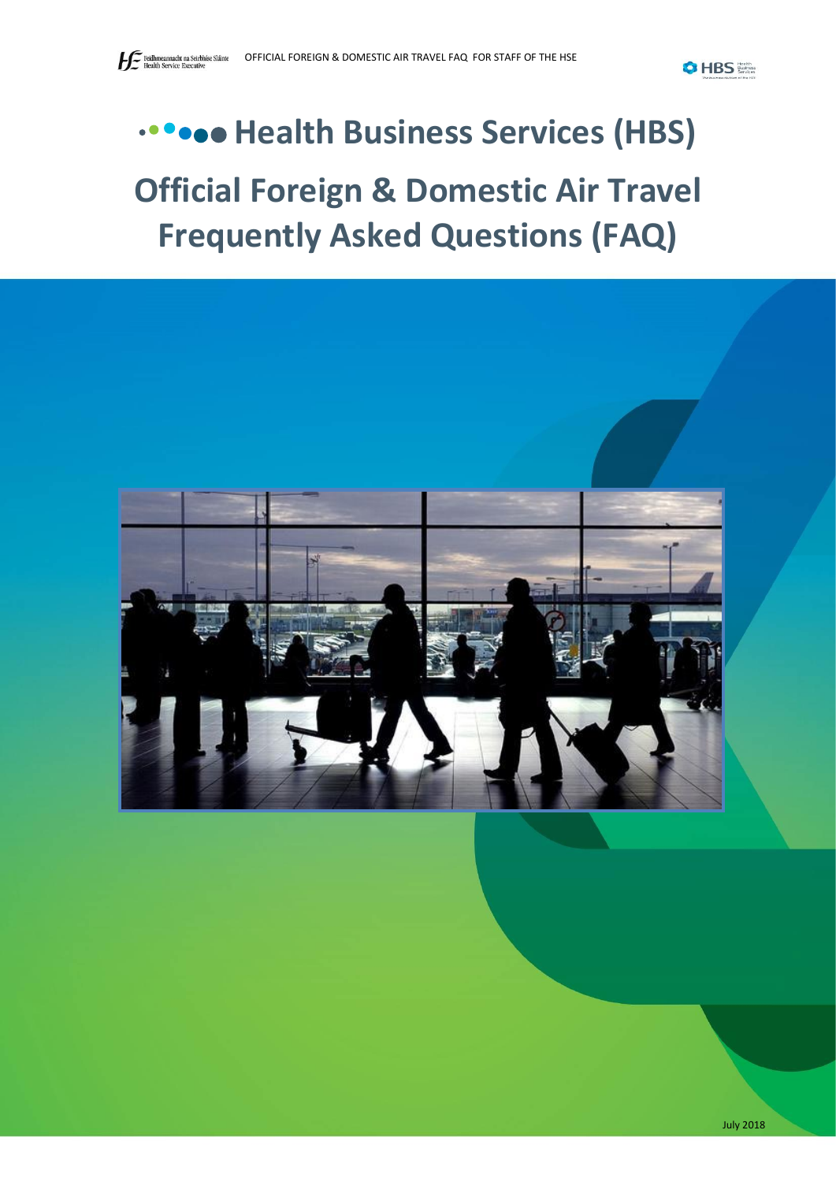# Health Business Services (HBS)

# Official Foreign & Domestic Air Travel Frequently Asked Questions (FAQ)

July 2018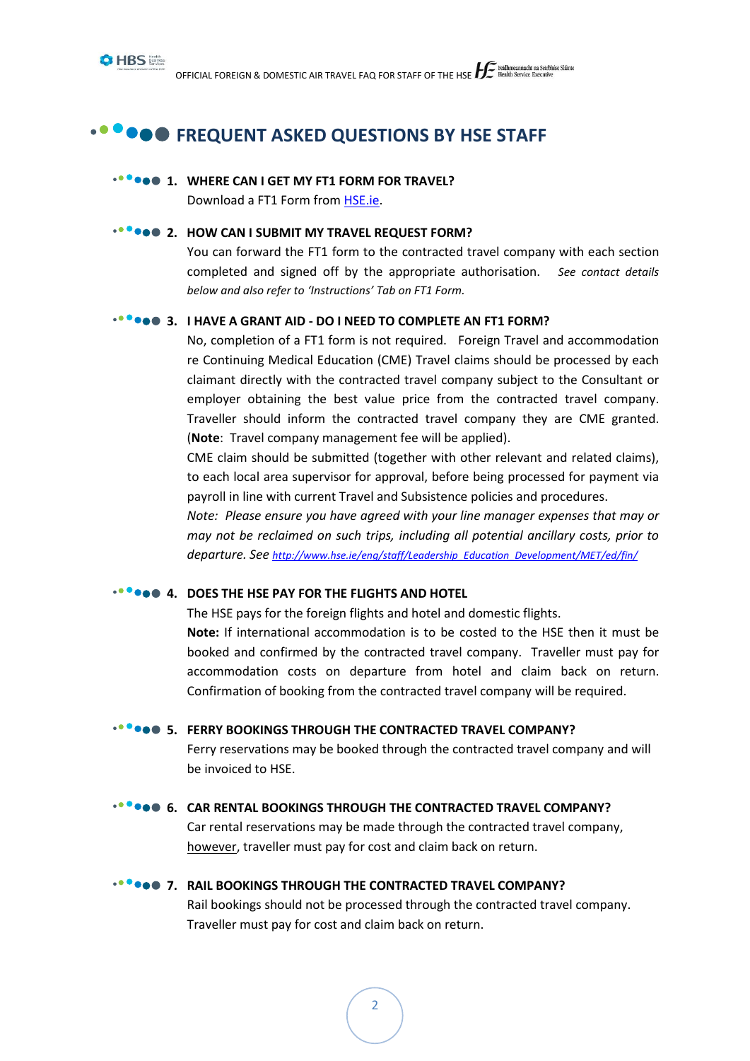# FREQUENT ASKED QUESTIONS BY HSE STAFF

### 1. WHERE CAN I GET MY FT1 FORM FOR TRAVEL?

Download a FT1 Form from HSE.ie.

### 2. HOW CAN I SUBMIT MY TRAVEL REQUEST FORM?

You can forward the FT1 form to the contracted travel company with each section completed and signed off by the appropriate authorisation. *See contact details below and also refer to 'Instructions' Tab on FT1 Form.*

### 3. I HAVE A GRANT AID - DO I NEED TO COMPLETE AN FT1 FORM?

No, completion of a FT1 form is not required. Foreign Travel and accommodation re Continuing Medical Education (CME) Travel claims should be processed by each claimant directly with the contracted travel company subject to the Consultant or employer obtaining the best value price from the contracted travel company. Traveller should inform the contracted travel company they are CME granted. (**Note**: Travel company management fee will be applied).

CME claim should be submitted (together with other relevant and related claims), to each local area supervisor for approval, before being processed for payment via payroll in line with current Travel and Subsistence policies and procedures.

*Note: Please ensure you have agreed with your line manager expenses that may or may not be reclaimed on such trips, including all potential ancillary costs, prior to departure. See* http://www.hse.ie/eng/staff/Leadership_Education_Development/MET/ed/fin/

### 4. DOES THE HSE PAY FOR THE FLIGHTS AND HOTEL

The HSE pays for the foreign flights and hotel and domestic flights.

**Note:** If international accommodation is to be costed to the HSE then it must be booked and confirmed by the contracted travel company. Traveller must pay for accommodation costs on departure from hotel and claim back on return. Confirmation of booking from the contracted travel company will be required.

### 5. FERRY BOOKINGS THROUGH THE CONTRACTED TRAVEL COMPANY?

Ferry reservations may be booked through the contracted travel company and will be invoiced to HSE.

### 6. CAR RENTAL BOOKINGS THROUGH THE CONTRACTED TRAVEL COMPANY?

Car rental reservations may be made through the contracted travel company, however, traveller must pay for cost and claim back on return.

### 7. RAIL BOOKINGS THROUGH THE CONTRACTED TRAVEL COMPANY?

Rail bookings should not be processed through the contracted travel company. Traveller must pay for cost and claim back on return.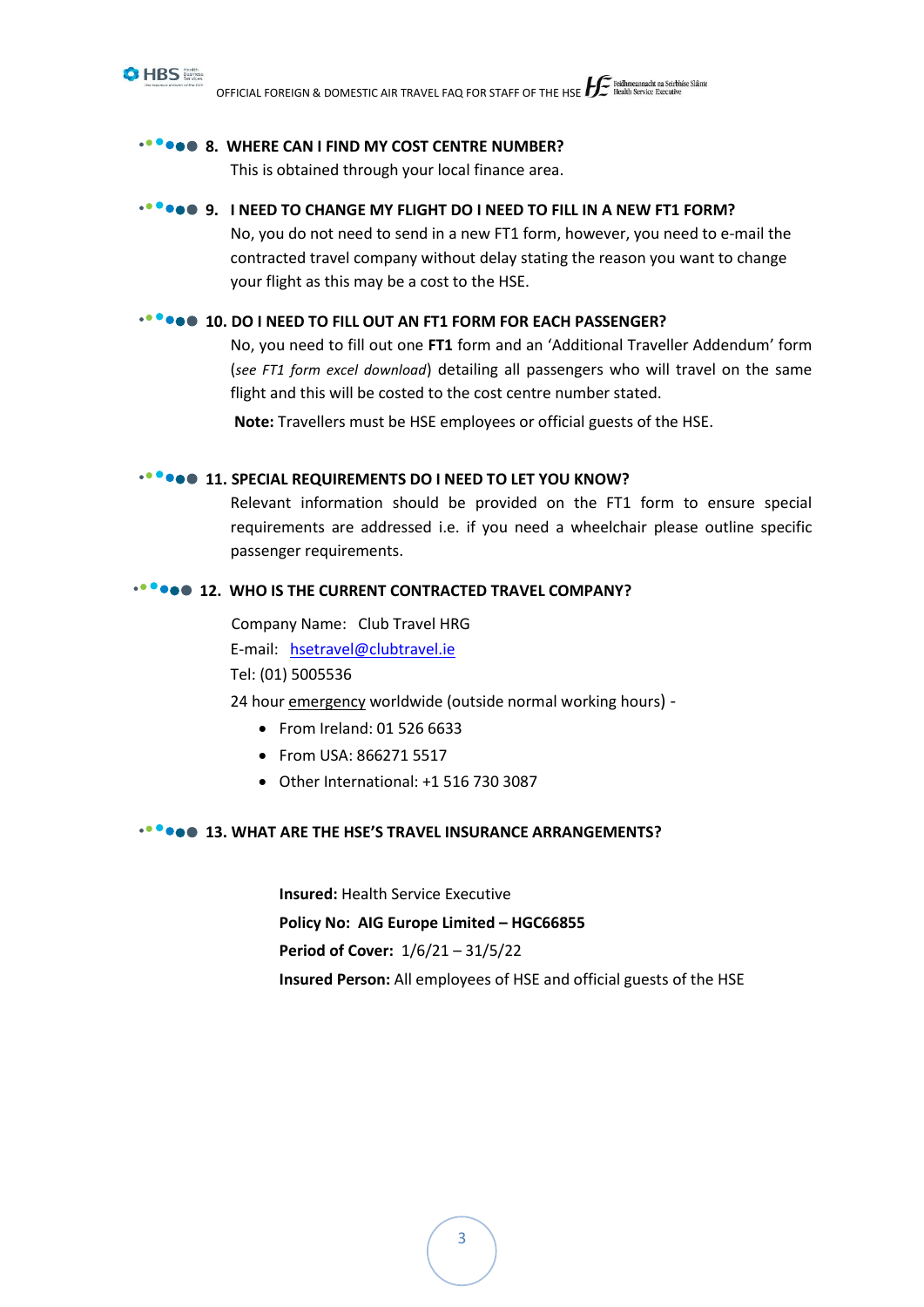## 8. WHERE CAN I FIND MY COST CENTRE NUMBER?

This is obtained through your local finance area.

## 9. I NEED TO CHANGE MY FLIGHT DO I NEED TO FILL IN A NEW FT1 FORM?

No, you do not need to send in a new FT1 form, however, you need to e-mail the contracted travel company without delay stating the reason you want to change your flight as this may be a cost to the HSE.

## 10. DO I NEED TO FILL OUT AN FT1 FORM FOR EACH PASSENGER?

No, you need to fill out one **FT1** form and an 'Additional Traveller Addendum' form (*see FT1 form excel download*) detailing all passengers who will travel on the same flight and this will be costed to the cost centre number stated.

**Note:** Travellers must be HSE employees or official guests of the HSE.

## 11. SPECIAL REQUIREMENTS DO I NEED TO LET YOU KNOW?

Relevant information should be provided on the FT1 form to ensure special requirements are addressed i.e. if you need a wheelchair please outline specific passenger requirements.

## 12. WHO IS THE CURRENT CONTRACTED TRAVEL COMPANY?

Company Name: Club Travel HRG

E-mail: hsetravel@clubtravel.ie

Tel: (01) 5005536

24 hour emergency worldwide (outside normal working hours) -

- From Ireland: 01 526 6633
- From USA: 866271 5517
- Other International: +1 516 730 3087

## 13. WHAT ARE THE HSE'S TRAVEL INSURANCE ARRANGEMENTS?

**Insured:** Health Service Executive

**Policy No: AIG Europe Limited – HGC66855**

**Period of Cover:** 1/6/21 – 31/5/22

**Insured Person:** All employees of HSE and official guests of the HSE